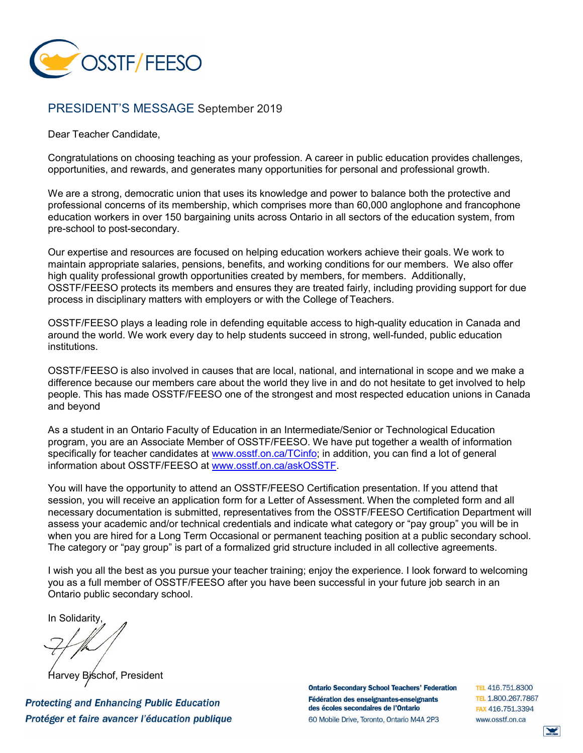OSSTF/FEESO

## PRESIDENT'S MESSAGE September 2019

Dear Teacher Candidate,

Congratulations on choosing teaching as your profession. A career in public education provides challenges, opportunities, and rewards, and generates many opportunities for personal and professional growth.

We are a strong, democratic union that uses its knowledge and power to balance both the protective and professional concerns of its membership, which comprises more than 60,000 anglophone and francophone education workers in over 150 bargaining units across Ontario in all sectors of the education system, from pre-school to post-secondary.

Our expertise and resources are focused on helping education workers achieve their goals. We work to maintain appropriate salaries, pensions, benefits, and working conditions for our members. We also offer high quality professional growth opportunities created by members, for members. Additionally, OSSTF/FEESO protects its members and ensures they are treated fairly, including providing support for due process in disciplinary matters with employers or with the College of Teachers.

OSSTF/FEESO plays a leading role in defending equitable access to high-quality education in Canada and around the world. We work every day to help students succeed in strong, well-funded, public education institutions.

OSSTF/FEESO is also involved in causes that are local, national, and international in scope and we make a difference because our members care about the world they live in and do not hesitate to get involved to help people. This has made OSSTF/FEESO one of the strongest and most respected education unions in Canada and beyond

As a student in an Ontario Faculty of Education in an Intermediate/Senior or Technological Education program, you are an Associate Member of OSSTF/FEESO. We have put together a wealth of information specifically for teacher candidates at www.osstf.on.ca/TCinfo; in addition, you can find a lot of general information about OSSTF/FEESO at www.osstf.on.ca/askOSSTF.

You will have the opportunity to attend an OSSTF/FEESO Certification presentation. If you attend that session, you will receive an application form for a Letter of Assessment. When the completed form and all necessary documentation is submitted, representatives from the OSSTF/FEESO Certification Department will assess your academic and/or technical credentials and indicate what category or "pay group" you will be in when you are hired for a Long Term Occasional or permanent teaching position at a public secondary school. The category or "pay group" is part of a formalized grid structure included in all collective agreements.

I wish you all the best as you pursue your teacher training; enjoy the experience. I look forward to welcoming you as a full member of OSSTF/FEESO after you have been successful in your future job search in an Ontario public secondary school.

In Solidarity,

Harvey Bischof, President

*Protecting and Enhancing Public Education*
*Protéger et faire avancer l'éducation publique*

**Ontario Secondary School Teachers' Federation**
**Fédération des enseignantes-enseignants des écoles secondaires de l'Ontario**
60 Mobile Drive, Toronto, Ontario M4A 2P3

TEL 416.751.8300
TEL 1.800.267.7867
FAX 416.751.3394
www.osstf.on.ca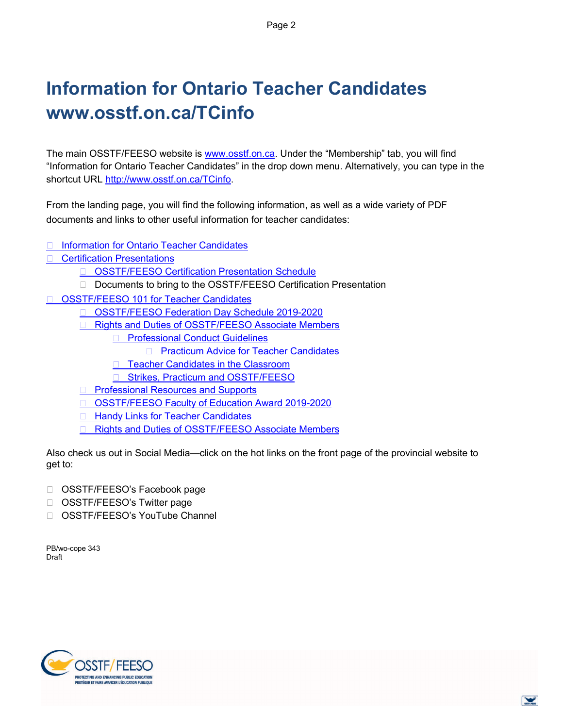# Information for Ontario Teacher Candidates www.osstf.on.ca/TCinfo

The main OSSTF/FEESO website is www.osstf.on.ca. Under the "Membership" tab, you will find "Information for Ontario Teacher Candidates" in the drop down menu. Alternatively, you can type in the shortcut URL http://www.osstf.on.ca/TCinfo.

From the landing page, you will find the following information, as well as a wide variety of PDF documents and links to other useful information for teacher candidates:

- Information for Ontario Teacher Candidates
- Certification Presentations
  - OSSTF/FEESO Certification Presentation Schedule
  - Documents to bring to the OSSTF/FEESO Certification Presentation
- OSSTF/FEESO 101 for Teacher Candidates
  - OSSTF/FEESO Federation Day Schedule 2019-2020
  - Rights and Duties of OSSTF/FEESO Associate Members
    - Professional Conduct Guidelines
      - Practicum Advice for Teacher Candidates
    - Teacher Candidates in the Classroom
    - Strikes, Practicum and OSSTF/FEESO
  - Professional Resources and Supports
  - OSSTF/FEESO Faculty of Education Award 2019-2020
  - Handy Links for Teacher Candidates
  - Rights and Duties of OSSTF/FEESO Associate Members

Also check us out in Social Media—click on the hot links on the front page of the provincial website to get to:

- OSSTF/FEESO's Facebook page
- OSSTF/FEESO's Twitter page
- OSSTF/FEESO's YouTube Channel

PB/wo-cope 343
Draft

OSSTF/FEESO
PROTECTING AND ENHANCING PUBLIC EDUCATION
PROTÉGER ET FAIRE AVANCER L'ÉDUCATION PUBLIQUE